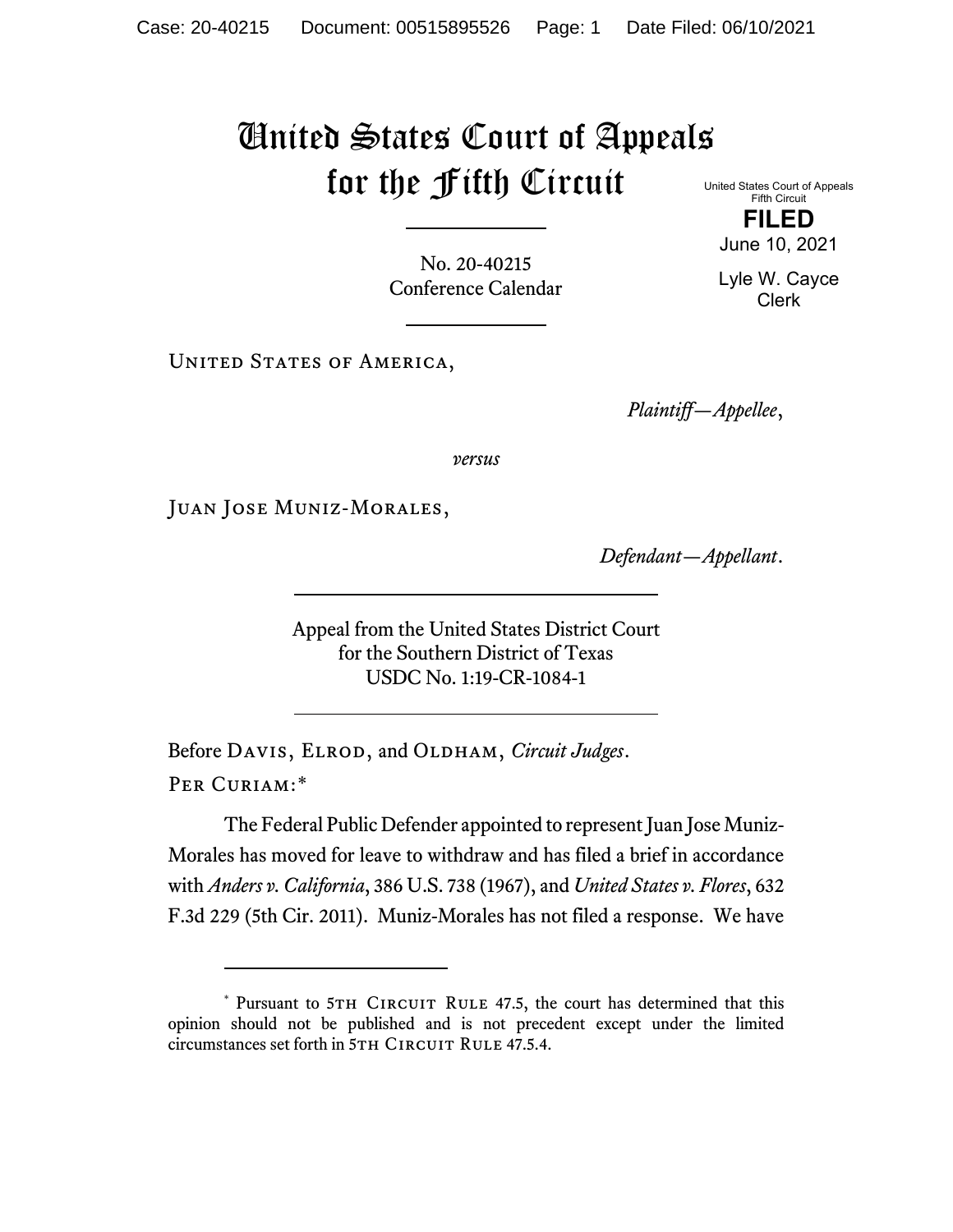# United States Court of Appeals for the Fifth Circuit

United States Court of Appeals
Fifth Circuit

**FILED**

June 10, 2021

Lyle W. Cayce
Clerk

No. 20-40215
Conference Calendar

United States of America,

*Plaintiff—Appellee*,

*versus*

Juan Jose Muniz-Morales,

*Defendant—Appellant*.

Appeal from the United States District Court
for the Southern District of Texas
USDC No. 1:19-CR-1084-1

Before Davis, Elrod, and Oldham, *Circuit Judges*.

Per Curiam:*

The Federal Public Defender appointed to represent Juan Jose Muniz-Morales has moved for leave to withdraw and has filed a brief in accordance with *Anders v. California*, 386 U.S. 738 (1967), and *United States v. Flores*, 632 F.3d 229 (5th Cir. 2011). Muniz-Morales has not filed a response. We have

---

\* Pursuant to 5th Circuit Rule 47.5, the court has determined that this opinion should not be published and is not precedent except under the limited circumstances set forth in 5th Circuit Rule 47.5.4.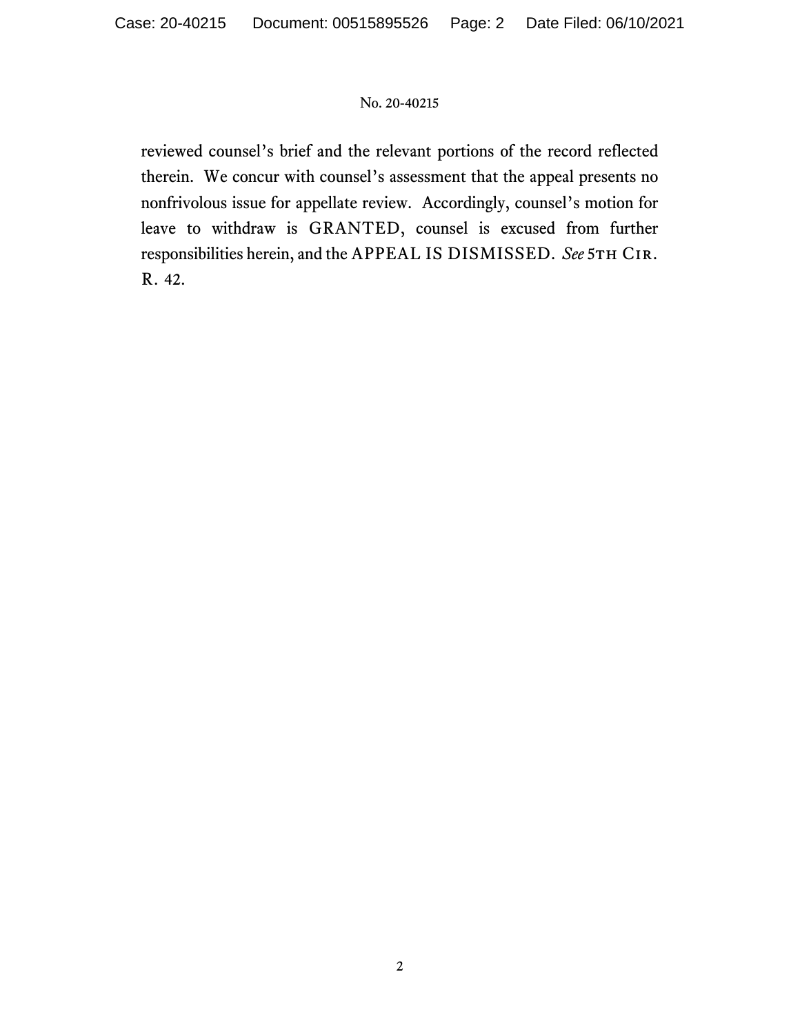reviewed counsel's brief and the relevant portions of the record reflected therein. We concur with counsel's assessment that the appeal presents no nonfrivolous issue for appellate review. Accordingly, counsel's motion for leave to withdraw is GRANTED, counsel is excused from further responsibilities herein, and the APPEAL IS DISMISSED. *See* 5TH CIR. R. 42.